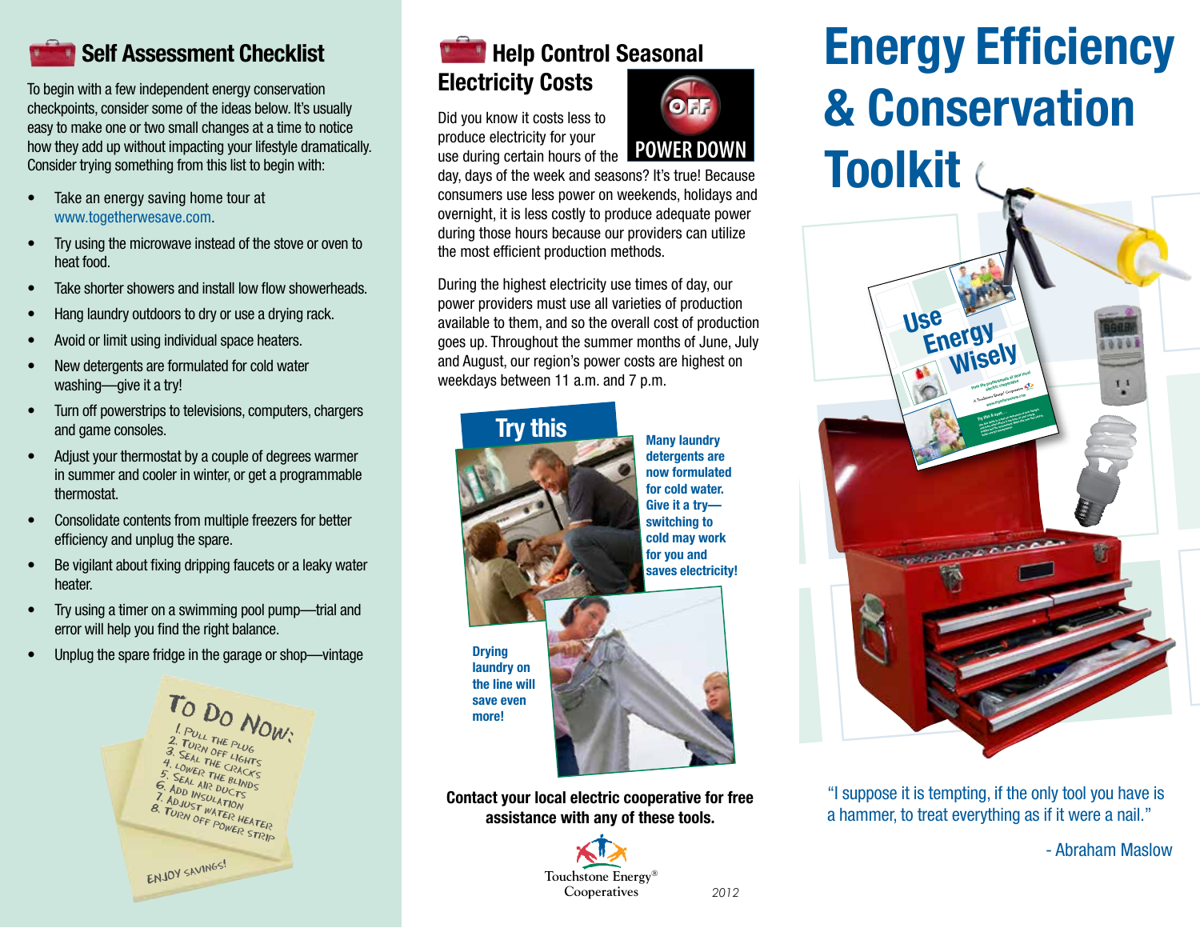# Energy Efficiency & Conservation Toolkit

"I suppose it is tempting, if the only tool you have is a hammer, to treat everything as if it were a nail."

- Abraham Maslow

## Self Assessment Checklist

To begin with a few independent energy conservation checkpoints, consider some of the ideas below. It's usually easy to make one or two small changes at a time to notice how they add up without impacting your lifestyle dramatically. Consider trying something from this list to begin with:

- Take an energy saving home tour at www.togetherwesave.com.
- Try using the microwave instead of the stove or oven to heat food.
- Take shorter showers and install low flow showerheads.
- Hang laundry outdoors to dry or use a drying rack.
- Avoid or limit using individual space heaters.
- New detergents are formulated for cold water washing—give it a try!
- Turn off powerstrips to televisions, computers, chargers and game consoles.
- Adjust your thermostat by a couple of degrees warmer in summer and cooler in winter, or get a programmable thermostat.
- Consolidate contents from multiple freezers for better efficiency and unplug the spare.
- Be vigilant about fixing dripping faucets or a leaky water heater.
- Try using a timer on a swimming pool pump—trial and error will help you find the right balance.
- Unplug the spare fridge in the garage or shop—vintage

To Do Now:

1. Pull the plug
2. Turn off lights
3. Seal the cracks
4. Lower the blinds
5. Seal air ducts
6. Add insulation
7. Adjust water heater
8. Turn off power strip

Enjoy savings!

## Help Control Seasonal Electricity Costs

POWER DOWN

Did you know it costs less to produce electricity for your use during certain hours of the day, days of the week and seasons? It's true! Because consumers use less power on weekends, holidays and overnight, it is less costly to produce adequate power during those hours because our providers can utilize the most efficient production methods.

During the highest electricity use times of day, our power providers must use all varieties of production available to them, and so the overall cost of production goes up. Throughout the summer months of June, July and August, our region's power costs are highest on weekdays between 11 a.m. and 7 p.m.

### Try this

**Many laundry detergents are now formulated for cold water. Give it a try—switching to cold may work for you and saves electricity!**

**Drying laundry on the line will save even more!**

**Contact your local electric cooperative for free assistance with any of these tools.**

Touchstone Energy® Cooperatives

2012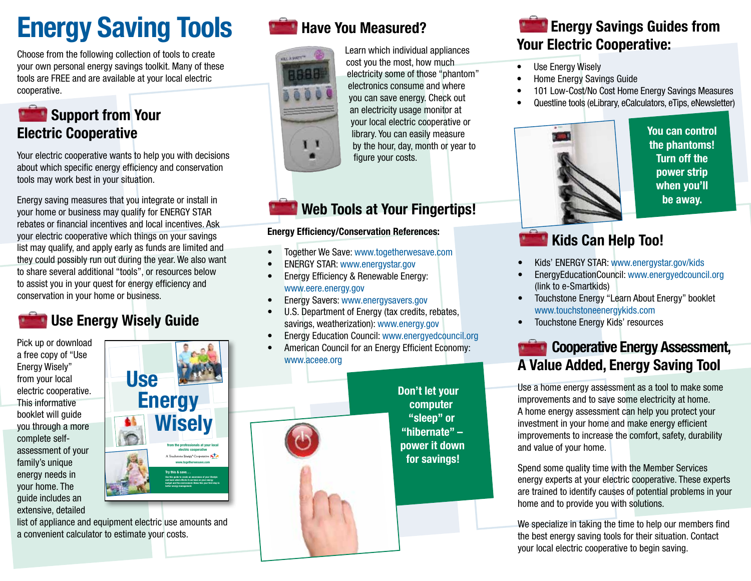# Energy Saving Tools

Choose from the following collection of tools to create your own personal energy savings toolkit. Many of these tools are FREE and are available at your local electric cooperative.

## Support from Your Electric Cooperative

Your electric cooperative wants to help you with decisions about which specific energy efficiency and conservation tools may work best in your situation.

Energy saving measures that you integrate or install in your home or business may qualify for ENERGY STAR rebates or financial incentives and local incentives. Ask your electric cooperative which things on your savings list may qualify, and apply early as funds are limited and they could possibly run out during the year. We also want to share several additional "tools", or resources below to assist you in your quest for energy efficiency and conservation in your home or business.

## Use Energy Wisely Guide

Pick up or download a free copy of "Use Energy Wisely" from your local electric cooperative. This informative booklet will guide you through a more complete self-assessment of your family's unique energy needs in your home. The guide includes an extensive, detailed list of appliance and equipment electric use amounts and a convenient calculator to estimate your costs.

## Have You Measured?

Learn which individual appliances cost you the most, how much electricity some of those "phantom" electronics consume and where you can save energy. Check out an electricity usage monitor at your local electric cooperative or library. You can easily measure by the hour, day, month or year to figure your costs.

## Web Tools at Your Fingertips!

**Energy Efficiency/Conservation References:**

- Together We Save: www.togetherwesave.com
- ENERGY STAR: www.energystar.gov
- Energy Efficiency & Renewable Energy: www.eere.energy.gov
- Energy Savers: www.energysavers.gov
- U.S. Department of Energy (tax credits, rebates, savings, weatherization): www.energy.gov
- Energy Education Council: www.energyedcouncil.org
- American Council for an Energy Efficient Economy: www.aceee.org

**Don't let your computer "sleep" or "hibernate" – power it down for savings!**

## Energy Savings Guides from Your Electric Cooperative:

- Use Energy Wisely
- Home Energy Savings Guide
- 101 Low-Cost/No Cost Home Energy Savings Measures
- Questline tools (eLibrary, eCalculators, eTips, eNewsletter)

**You can control the phantoms! Turn off the power strip when you'll be away.**

## Kids Can Help Too!

- Kids' ENERGY STAR: www.energystar.gov/kids
- EnergyEducationCouncil: www.energyedcouncil.org (link to e-Smartkids)
- Touchstone Energy "Learn About Energy" booklet www.touchstoneenergykids.com
- Touchstone Energy Kids' resources

## Cooperative Energy Assessment, A Value Added, Energy Saving Tool

Use a home energy assessment as a tool to make some improvements and to save some electricity at home. A home energy assessment can help you protect your investment in your home and make energy efficient improvements to increase the comfort, safety, durability and value of your home.

Spend some quality time with the Member Services energy experts at your electric cooperative. These experts are trained to identify causes of potential problems in your home and to provide you with solutions.

We specialize in taking the time to help our members find the best energy saving tools for their situation. Contact your local electric cooperative to begin saving.